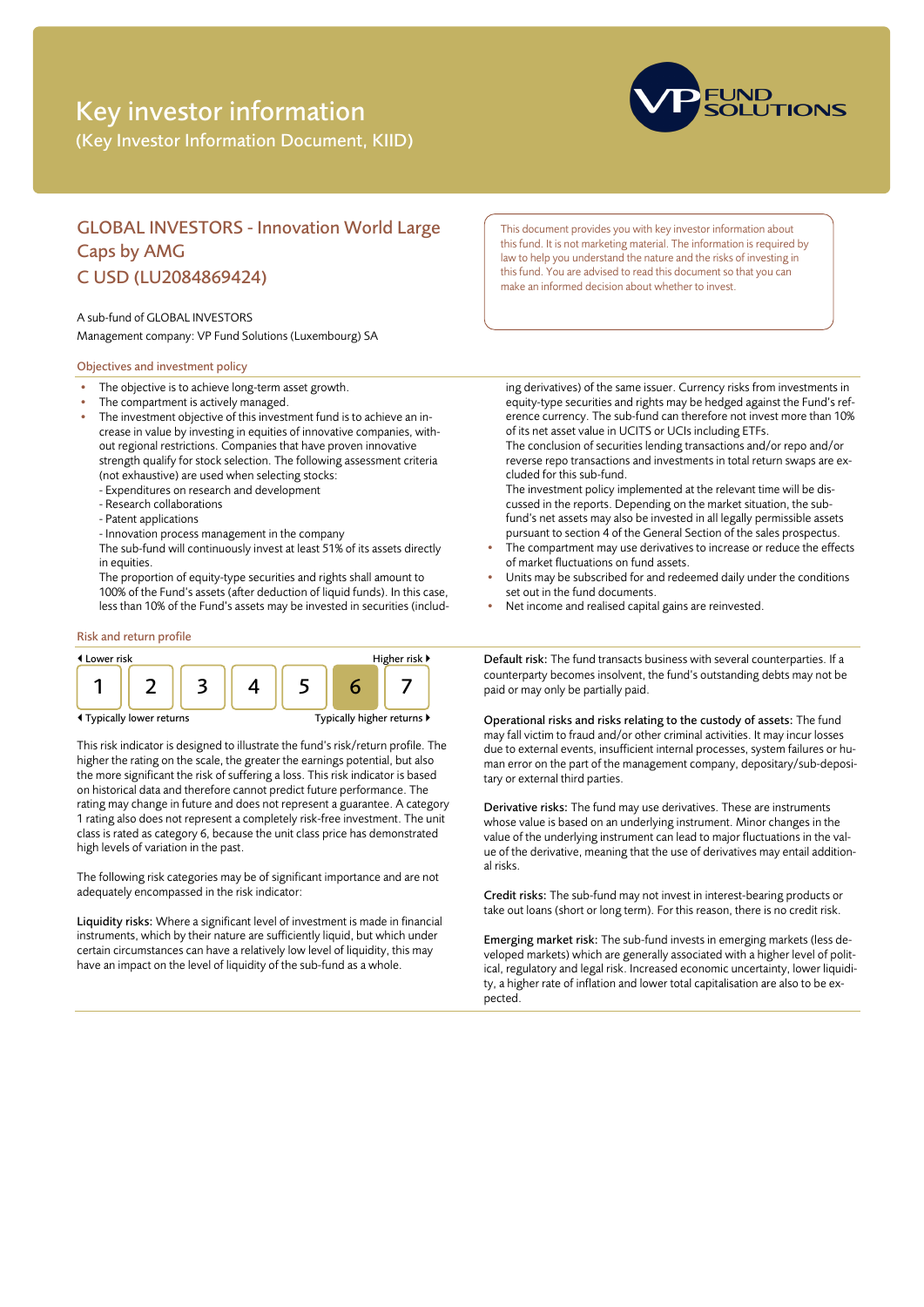# Key investor information

(Key Investor Information Document, KIID)

## GLOBAL INVESTORS - Innovation World Large Caps by AMG C USD (LU2084869424)

A sub-fund of GLOBAL INVESTORS

Management company: VP Fund Solutions (Luxembourg) SA

This document provides you with key investor information about this fund. It is not marketing material. The information is required by law to help you understand the nature and the risks of investing in this fund. You are advised to read this document so that you can make an informed decision about whether to invest.

### Objectives and investment policy

- The objective is to achieve long-term asset growth.
- The compartment is actively managed.
- The investment objective of this investment fund is to achieve an increase in value by investing in equities of innovative companies, without regional restrictions. Companies that have proven innovative strength qualify for stock selection. The following assessment criteria (not exhaustive) are used when selecting stocks:
  - Expenditures on research and development
  - Research collaborations
  - Patent applications
  - Innovation process management in the company

  The sub-fund will continuously invest at least 51% of its assets directly in equities.

  The proportion of equity-type securities and rights shall amount to 100% of the Fund's assets (after deduction of liquid funds). In this case, less than 10% of the Fund's assets may be invested in securities (including derivatives) of the same issuer. Currency risks from investments in equity-type securities and rights may be hedged against the Fund's reference currency. The sub-fund can therefore not invest more than 10% of its net asset value in UCITS or UCIs including ETFs.

  The conclusion of securities lending transactions and/or repo and/or reverse repo transactions and investments in total return swaps are excluded for this sub-fund.

  The investment policy implemented at the relevant time will be discussed in the reports. Depending on the market situation, the sub-fund's net assets may also be invested in all legally permissible assets pursuant to section 4 of the General Section of the sales prospectus.
- The compartment may use derivatives to increase or reduce the effects of market fluctuations on fund assets.
- Units may be subscribed for and redeemed daily under the conditions set out in the fund documents.
- Net income and realised capital gains are reinvested.

### Risk and return profile

| ◄ Lower risk | | | | | | Higher risk ► |
|---|---|---|---|---|---|---|
| 1 | 2 | 3 | 4 | 5 | **6** | 7 |
| ◄ Typically lower returns | | | | | | Typically higher returns ► |

This risk indicator is designed to illustrate the fund's risk/return profile. The higher the rating on the scale, the greater the earnings potential, but also the more significant the risk of suffering a loss. This risk indicator is based on historical data and therefore cannot predict future performance. The rating may change in future and does not represent a guarantee. A category 1 rating also does not represent a completely risk-free investment. The unit class is rated as category 6, because the unit class price has demonstrated high levels of variation in the past.

The following risk categories may be of significant importance and are not adequately encompassed in the risk indicator:

**Liquidity risks:** Where a significant level of investment is made in financial instruments, which by their nature are sufficiently liquid, but which under certain circumstances can have a relatively low level of liquidity, this may have an impact on the level of liquidity of the sub-fund as a whole.

**Default risk:** The fund transacts business with several counterparties. If a counterparty becomes insolvent, the fund's outstanding debts may not be paid or may only be partially paid.

**Operational risks and risks relating to the custody of assets:** The fund may fall victim to fraud and/or other criminal activities. It may incur losses due to external events, insufficient internal processes, system failures or human error on the part of the management company, depositary/sub-depositary or external third parties.

**Derivative risks:** The fund may use derivatives. These are instruments whose value is based on an underlying instrument. Minor changes in the value of the underlying instrument can lead to major fluctuations in the value of the derivative, meaning that the use of derivatives may entail additional risks.

**Credit risks:** The sub-fund may not invest in interest-bearing products or take out loans (short or long term). For this reason, there is no credit risk.

**Emerging market risk:** The sub-fund invests in emerging markets (less developed markets) which are generally associated with a higher level of political, regulatory and legal risk. Increased economic uncertainty, lower liquidity, a higher rate of inflation and lower total capitalisation are also to be expected.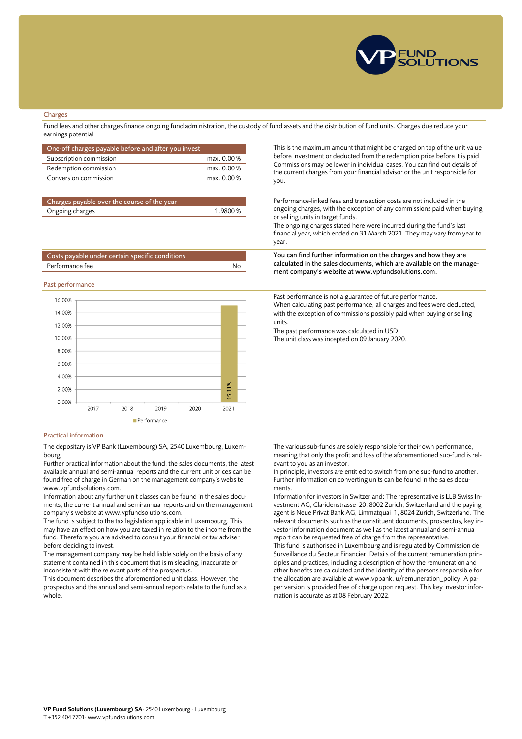## Charges

Fund fees and other charges finance ongoing fund administration, the custody of fund assets and the distribution of fund units. Charges due reduce your earnings potential.

| One-off charges payable before and after you invest | |
|---|---|
| Subscription commission | max. 0.00 % |
| Redemption commission | max. 0.00 % |
| Conversion commission | max. 0.00 % |

This is the maximum amount that might be charged on top of the unit value before investment or deducted from the redemption price before it is paid. Commissions may be lower in individual cases. You can find out details of the current charges from your financial advisor or the unit responsible for you.

| Charges payable over the course of the year | |
|---|---|
| Ongoing charges | 1.9800 % |

Performance-linked fees and transaction costs are not included in the ongoing charges, with the exception of any commissions paid when buying or selling units in target funds.
The ongoing charges stated here were incurred during the fund's last financial year, which ended on 31 March 2021. They may vary from year to year.

| Costs payable under certain specific conditions | |
|---|---|
| Performance fee | No |

**You can find further information on the charges and how they are calculated in the sales documents, which are available on the management company's website at www.vpfundsolutions.com.**

## Past performance

16.00%
14.00%
12.00%
10.00%
8.00%
6.00%
4.00%
2.00%
0.00%
2017
2018
2019
2020
2021
15.11%
Performance

Past performance is not a guarantee of future performance.
When calculating past performance, all charges and fees were deducted, with the exception of commissions possibly paid when buying or selling units.
The past performance was calculated in USD.
The unit class was incepted on 09 January 2020.

## Practical information

The depositary is VP Bank (Luxembourg) SA, 2540 Luxembourg, Luxembourg.
Further practical information about the fund, the sales documents, the latest available annual and semi-annual reports and the current unit prices can be found free of charge in German on the management company's website www.vpfundsolutions.com.
Information about any further unit classes can be found in the sales documents, the current annual and semi-annual reports and on the management company's website at www.vpfundsolutions.com.
The fund is subject to the tax legislation applicable in Luxembourg. This may have an effect on how you are taxed in relation to the income from the fund. Therefore you are advised to consult your financial or tax adviser before deciding to invest.
The management company may be held liable solely on the basis of any statement contained in this document that is misleading, inaccurate or inconsistent with the relevant parts of the prospectus.
This document describes the aforementioned unit class. However, the prospectus and the annual and semi-annual reports relate to the fund as a whole.

The various sub-funds are solely responsible for their own performance, meaning that only the profit and loss of the aforementioned sub-fund is relevant to you as an investor.
In principle, investors are entitled to switch from one sub-fund to another. Further information on converting units can be found in the sales documents.
Information for investors in Switzerland: The representative is LLB Swiss Investment AG, Claridenstrasse 20, 8002 Zurich, Switzerland and the paying agent is Neue Privat Bank AG, Limmatquai 1, 8024 Zurich, Switzerland. The relevant documents such as the constituent documents, prospectus, key investor information document as well as the latest annual and semi-annual report can be requested free of charge from the representative.
This fund is authorised in Luxembourg and is regulated by Commission de Surveillance du Secteur Financier. Details of the current remuneration principles and practices, including a description of how the remuneration and other benefits are calculated and the identity of the persons responsible for the allocation are available at www.vpbank.lu/remuneration_policy. A paper version is provided free of charge upon request. This key investor information is accurate as at 08 February 2022.

**VP Fund Solutions (Luxembourg) SA** · 2540 Luxembourg · Luxembourg
T +352 404 7701 · www.vpfundsolutions.com